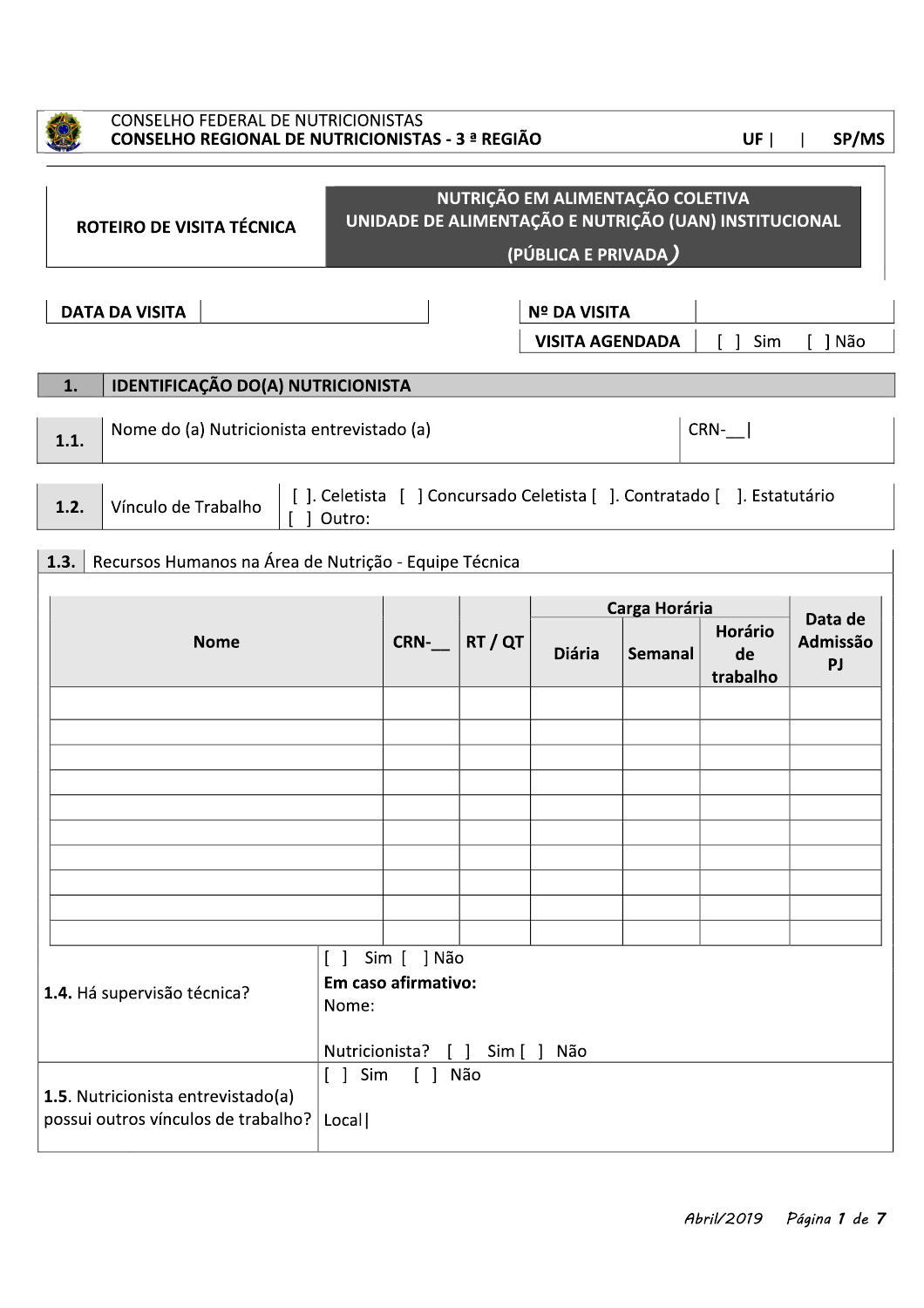CONSELHO FEDERAL DE NUTRICIONISTAS
**CONSELHO REGIONAL DE NUTRICIONISTAS - 3 ª REGIÃO** **UF | | SP/MS**

| **ROTEIRO DE VISITA TÉCNICA** | **NUTRIÇÃO EM ALIMENTAÇÃO COLETIVA<br>UNIDADE DE ALIMENTAÇÃO E NUTRIÇÃO (UAN) INSTITUCIONAL<br>(PÚBLICA E PRIVADA)** |
|---|---|

| **DATA DA VISITA** | | **Nº DA VISITA** | |
|---|---|---|---|
| | | **VISITA AGENDADA** | [ ] Sim [ ] Não |

## 1. IDENTIFICAÇÃO DO(A) NUTRICIONISTA

| **1.1.** | Nome do (a) Nutricionista entrevistado (a) | CRN-__\| |
|---|---|---|

| **1.2.** | Vínculo de Trabalho | [ ]. Celetista [ ] Concursado Celetista [ ]. Contratado [ ]. Estatutário<br>[ ] Outro: |
|---|---|---|

**1.3.** Recursos Humanos na Área de Nutrição - Equipe Técnica

| **Nome** | **CRN-__** | **RT / QT** | **Carga Horária** | | | **Data de Admissão PJ** |
|---|---|---|---|---|---|---|
| | | | **Diária** | **Semanal** | **Horário de trabalho** | |
| | | | | | | |
| | | | | | | |
| | | | | | | |
| | | | | | | |
| | | | | | | |
| | | | | | | |
| | | | | | | |
| | | | | | | |
| | | | | | | |
| | | | | | | |

| | |
|---|---|
| **1.4.** Há supervisão técnica? | [ ] Sim [ ] Não<br>**Em caso afirmativo:**<br>Nome:<br><br>Nutricionista? [ ] Sim [ ] Não |
| **1.5**. Nutricionista entrevistado(a) possui outros vínculos de trabalho? | [ ] Sim [ ] Não<br><br>Local\| |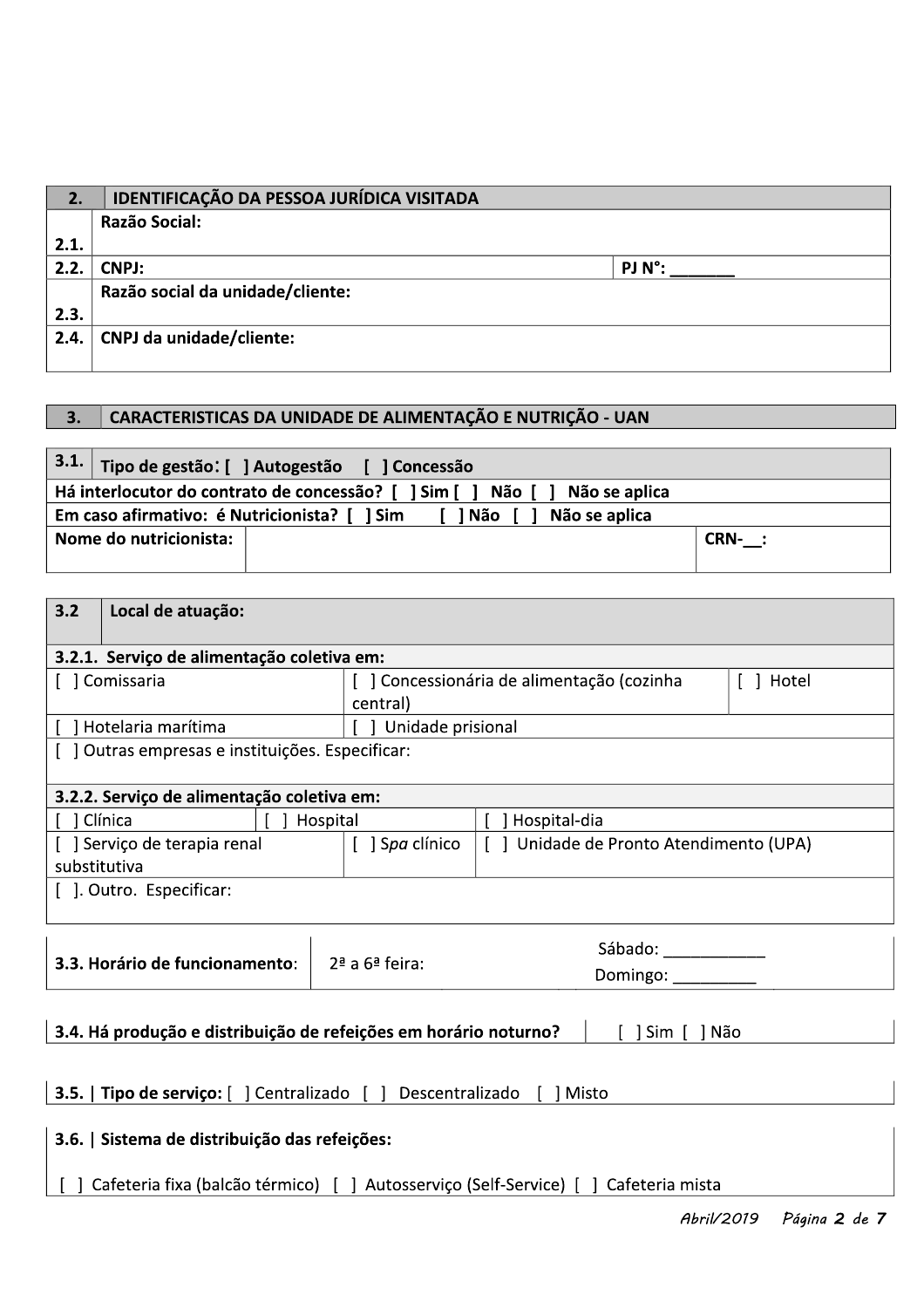| 2. | IDENTIFICAÇÃO DA PESSOA JURÍDICA VISITADA | |
|---|---|---|
| 2.1. | **Razão Social:** | |
| 2.2. | **CNPJ:** | **PJ N°: _______** |
| 2.3. | **Razão social da unidade/cliente:** | |
| 2.4. | **CNPJ da unidade/cliente:** | |

| 3. | CARACTERISTICAS DA UNIDADE DE ALIMENTAÇÃO E NUTRIÇÃO - UAN |
|---|---|

| **3.1. Tipo de gestão: [ ] Autogestão [ ] Concessão** | | |
|---|---|---|
| **Há interlocutor do contrato de concessão? [ ] Sim [ ] Não [ ] Não se aplica** | | |
| **Em caso afirmativo: é Nutricionista? [ ] Sim [ ] Não [ ] Não se aplica** | | |
| **Nome do nutricionista:** | | **CRN-__:** |

| **3.2** | **Local de atuação:** | |
|---|---|---|
| **3.2.1. Serviço de alimentação coletiva em:** | | |
| [ ] Comissaria | [ ] Concessionária de alimentação (cozinha central) | [ ] Hotel |
| [ ] Hotelaria marítima | [ ] Unidade prisional | |
| [ ] Outras empresas e instituições. Especificar: | | |

| **3.2.2. Serviço de alimentação coletiva em:** | | |
|---|---|---|
| [ ] Clínica | [ ] Hospital | [ ] Hospital-dia |
| [ ] Serviço de terapia renal substitutiva | [ ] *Spa* clínico | [ ] Unidade de Pronto Atendimento (UPA) |
| [ ]. Outro. Especificar: | | |

| **3.3. Horário de funcionamento**: | 2ª a 6ª feira: | Sábado: ___________ Domingo: _________ |
|---|---|---|

| **3.4. Há produção e distribuição de refeições em horário noturno?** | [ ] Sim [ ] Não |
|---|---|

**3.5. | Tipo de serviço:** [ ] Centralizado [ ] Descentralizado [ ] Misto

**3.6. | Sistema de distribuição das refeições:**

[ ] Cafeteria fixa (balcão térmico) [ ] Autosserviço (Self-Service) [ ] Cafeteria mista

*Abril/2019*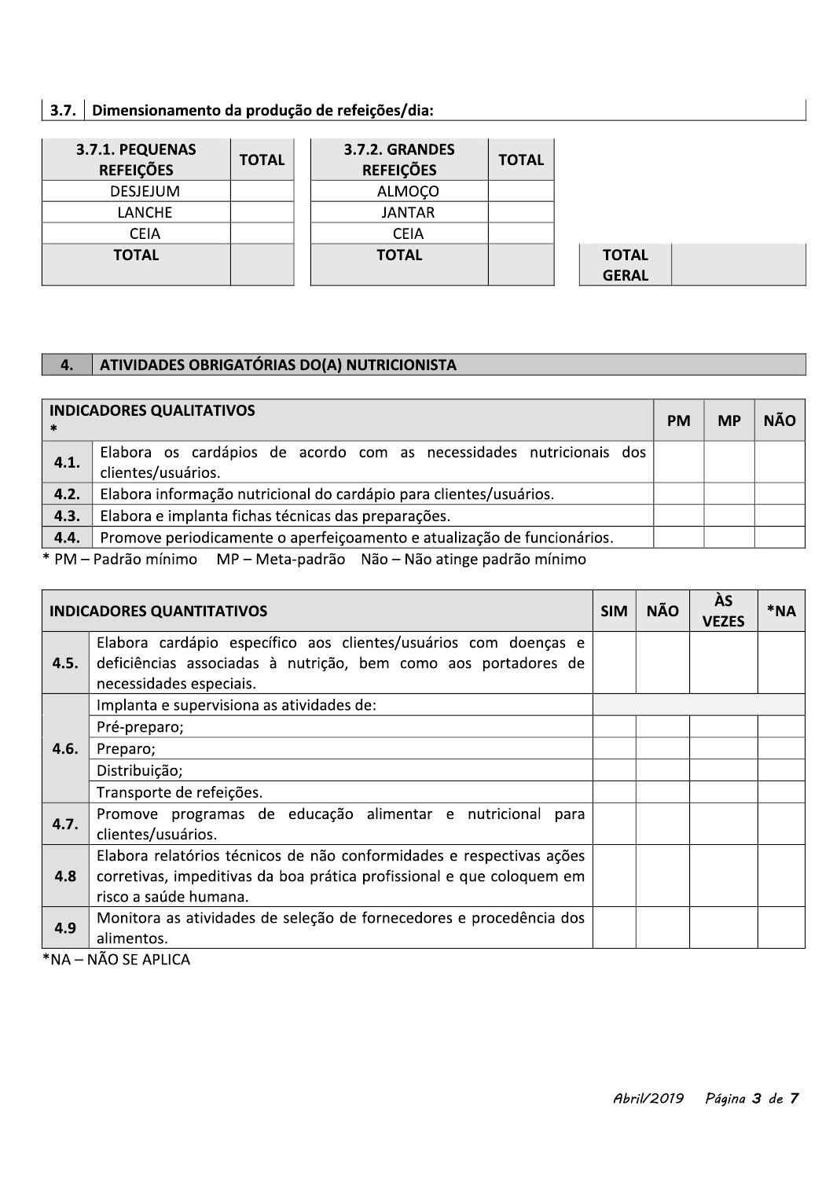## 3.7. Dimensionamento da produção de refeições/dia:

| 3.7.1. PEQUENAS REFEIÇÕES | TOTAL |
|---|---|
| DESJEJUM | |
| LANCHE | |
| CEIA | |
| **TOTAL** | |

| 3.7.2. GRANDES REFEIÇÕES | TOTAL |
|---|---|
| ALMOÇO | |
| JANTAR | |
| CEIA | |
| **TOTAL** | |

| TOTAL GERAL | |
|---|---|

## 4. ATIVIDADES OBRIGATÓRIAS DO(A) NUTRICIONISTA

| INDICADORES QUALITATIVOS * | | PM | MP | NÃO |
|---|---|---|---|---|
| **4.1.** | Elabora os cardápios de acordo com as necessidades nutricionais dos clientes/usuários. | | | |
| **4.2.** | Elabora informação nutricional do cardápio para clientes/usuários. | | | |
| **4.3.** | Elabora e implanta fichas técnicas das preparações. | | | |
| **4.4.** | Promove periodicamente o aperfeiçoamento e atualização de funcionários. | | | |

\* PM – Padrão mínimo    MP – Meta-padrão    Não – Não atinge padrão mínimo

| INDICADORES QUANTITATIVOS | | SIM | NÃO | ÀS VEZES | *NA |
|---|---|---|---|---|---|
| **4.5.** | Elabora cardápio específico aos clientes/usuários com doenças e deficiências associadas à nutrição, bem como aos portadores de necessidades especiais. | | | | |
| **4.6.** | Implanta e supervisiona as atividades de: | | | | |
| | Pré-preparo; | | | | |
| | Preparo; | | | | |
| | Distribuição; | | | | |
| | Transporte de refeições. | | | | |
| **4.7.** | Promove programas de educação alimentar e nutricional para clientes/usuários. | | | | |
| **4.8** | Elabora relatórios técnicos de não conformidades e respectivas ações corretivas, impeditivas da boa prática profissional e que coloquem em risco a saúde humana. | | | | |
| **4.9** | Monitora as atividades de seleção de fornecedores e procedência dos alimentos. | | | | |

*NA – NÃO SE APLICA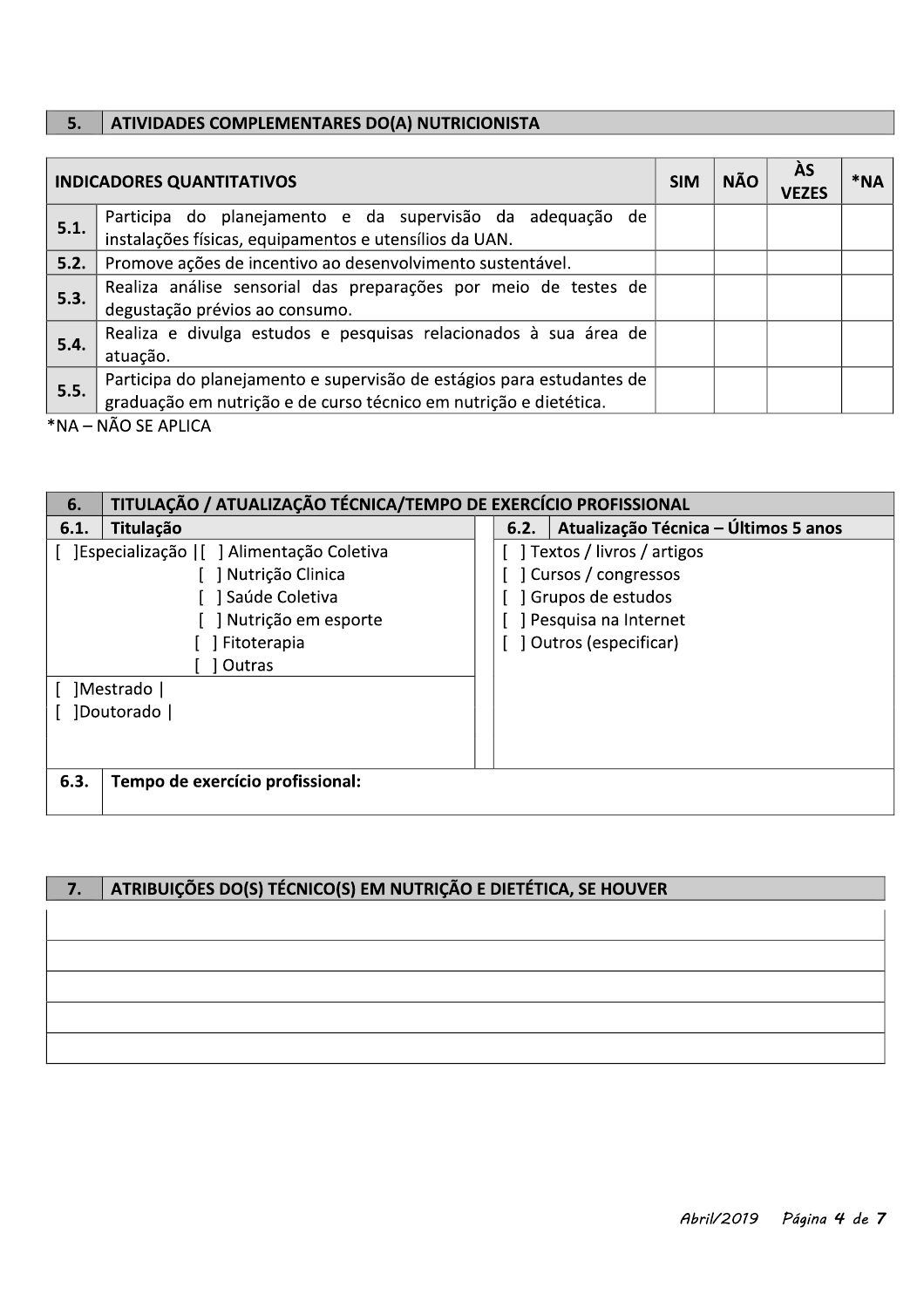| 5. | ATIVIDADES COMPLEMENTARES DO(A) NUTRICIONISTA |
|---|---|

| INDICADORES QUANTITATIVOS | | SIM | NÃO | ÀS VEZES | *NA |
|---|---|---|---|---|---|
| 5.1. | Participa do planejamento e da supervisão da adequação de instalações físicas, equipamentos e utensílios da UAN. | | | | |
| 5.2. | Promove ações de incentivo ao desenvolvimento sustentável. | | | | |
| 5.3. | Realiza análise sensorial das preparações por meio de testes de degustação prévios ao consumo. | | | | |
| 5.4. | Realiza e divulga estudos e pesquisas relacionados à sua área de atuação. | | | | |
| 5.5. | Participa do planejamento e supervisão de estágios para estudantes de graduação em nutrição e de curso técnico em nutrição e dietética. | | | | |

*NA – NÃO SE APLICA

| 6. | TITULAÇÃO / ATUALIZAÇÃO TÉCNICA/TEMPO DE EXERCÍCIO PROFISSIONAL | | |
|---|---|---|---|
| 6.1. | Titulação | 6.2. | Atualização Técnica – Últimos 5 anos |
| [ ]Especialização | [ ] Alimentação Coletiva<br>[ ] Nutrição Clinica<br>[ ] Saúde Coletiva<br>[ ] Nutrição em esporte<br>[ ] Fitoterapia<br>[ ] Outras | [ ] Textos / livros / artigos<br>[ ] Cursos / congressos<br>[ ] Grupos de estudos<br>[ ] Pesquisa na Internet<br>[ ] Outros (especificar) | |
| [ ]Mestrado \|<br>[ ]Doutorado \| | | | |
| 6.3. | Tempo de exercício profissional: | | |

| 7. | ATRIBUIÇÕES DO(S) TÉCNICO(S) EM NUTRIÇÃO E DIETÉTICA, SE HOUVER |
|---|---|
| | |
| | |
| | |
| | |
| | |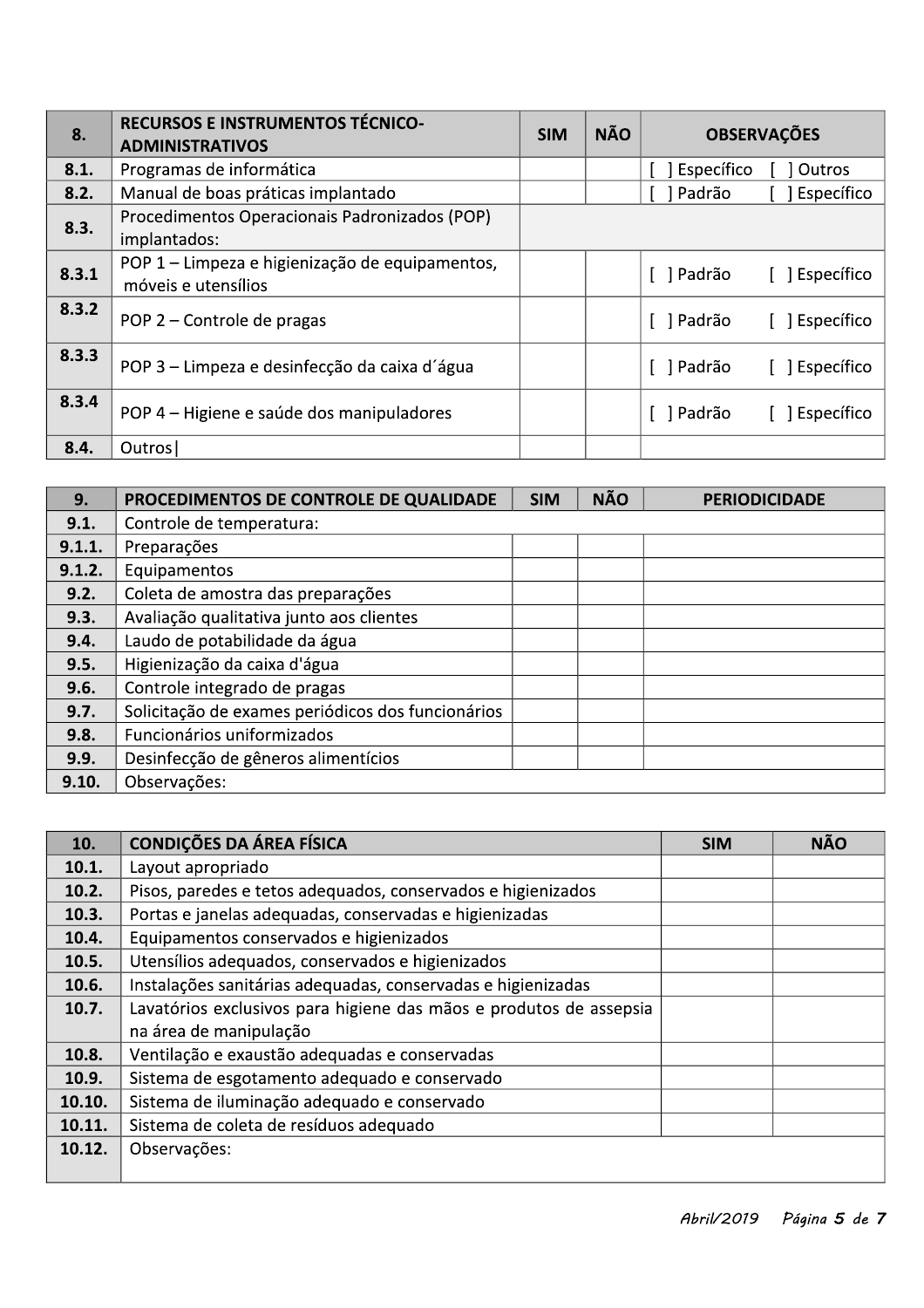| 8. | RECURSOS E INSTRUMENTOS TÉCNICO-ADMINISTRATIVOS | SIM | NÃO | OBSERVAÇÕES |
|---|---|---|---|---|
| 8.1. | Programas de informática | | | [ ] Específico [ ] Outros |
| 8.2. | Manual de boas práticas implantado | | | [ ] Padrão [ ] Específico |
| 8.3. | Procedimentos Operacionais Padronizados (POP) implantados: | | | |
| 8.3.1 | POP 1 – Limpeza e higienização de equipamentos, móveis e utensílios | | | [ ] Padrão [ ] Específico |
| 8.3.2 | POP 2 – Controle de pragas | | | [ ] Padrão [ ] Específico |
| 8.3.3 | POP 3 – Limpeza e desinfecção da caixa d´água | | | [ ] Padrão [ ] Específico |
| 8.3.4 | POP 4 – Higiene e saúde dos manipuladores | | | [ ] Padrão [ ] Específico |
| 8.4. | Outros | | | |

| 9. | PROCEDIMENTOS DE CONTROLE DE QUALIDADE | SIM | NÃO | PERIODICIDADE |
|---|---|---|---|---|
| 9.1. | Controle de temperatura: | | | |
| 9.1.1. | Preparações | | | |
| 9.1.2. | Equipamentos | | | |
| 9.2. | Coleta de amostra das preparações | | | |
| 9.3. | Avaliação qualitativa junto aos clientes | | | |
| 9.4. | Laudo de potabilidade da água | | | |
| 9.5. | Higienização da caixa d'água | | | |
| 9.6. | Controle integrado de pragas | | | |
| 9.7. | Solicitação de exames periódicos dos funcionários | | | |
| 9.8. | Funcionários uniformizados | | | |
| 9.9. | Desinfecção de gêneros alimentícios | | | |
| 9.10. | Observações: | | | |

| 10. | CONDIÇÕES DA ÁREA FÍSICA | SIM | NÃO |
|---|---|---|---|
| 10.1. | Layout apropriado | | |
| 10.2. | Pisos, paredes e tetos adequados, conservados e higienizados | | |
| 10.3. | Portas e janelas adequadas, conservadas e higienizadas | | |
| 10.4. | Equipamentos conservados e higienizados | | |
| 10.5. | Utensílios adequados, conservados e higienizados | | |
| 10.6. | Instalações sanitárias adequadas, conservadas e higienizadas | | |
| 10.7. | Lavatórios exclusivos para higiene das mãos e produtos de assepsia na área de manipulação | | |
| 10.8. | Ventilação e exaustão adequadas e conservadas | | |
| 10.9. | Sistema de esgotamento adequado e conservado | | |
| 10.10. | Sistema de iluminação adequado e conservado | | |
| 10.11. | Sistema de coleta de resíduos adequado | | |
| 10.12. | Observações: | | |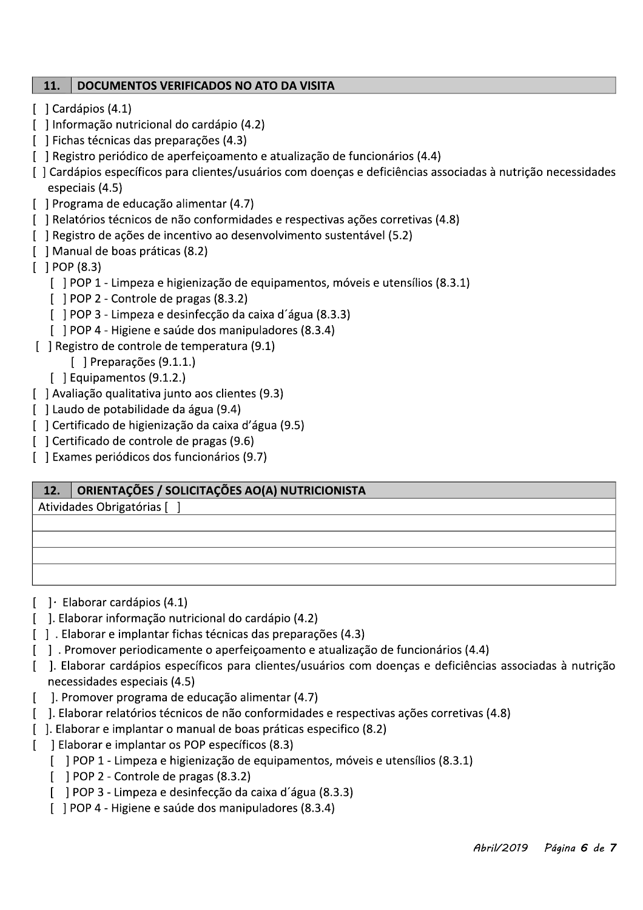| 11. | DOCUMENTOS VERIFICADOS NO ATO DA VISITA |
|---|---|

[ ] Cardápios (4.1)
[ ] Informação nutricional do cardápio (4.2)
[ ] Fichas técnicas das preparações (4.3)
[ ] Registro periódico de aperfeiçoamento e atualização de funcionários (4.4)
[ ] Cardápios específicos para clientes/usuários com doenças e deficiências associadas à nutrição necessidades especiais (4.5)
[ ] Programa de educação alimentar (4.7)
[ ] Relatórios técnicos de não conformidades e respectivas ações corretivas (4.8)
[ ] Registro de ações de incentivo ao desenvolvimento sustentável (5.2)
[ ] Manual de boas práticas (8.2)
[ ] POP (8.3)
- [ ] POP 1 - Limpeza e higienização de equipamentos, móveis e utensílios (8.3.1)
- [ ] POP 2 - Controle de pragas (8.3.2)
- [ ] POP 3 - Limpeza e desinfecção da caixa d´água (8.3.3)
- [ ] POP 4 - Higiene e saúde dos manipuladores (8.3.4)

[ ] Registro de controle de temperatura (9.1)
- [ ] Preparações (9.1.1.)
- [ ] Equipamentos (9.1.2.)

[ ] Avaliação qualitativa junto aos clientes (9.3)
[ ] Laudo de potabilidade da água (9.4)
[ ] Certificado de higienização da caixa d'água (9.5)
[ ] Certificado de controle de pragas (9.6)
[ ] Exames periódicos dos funcionários (9.7)

| 12. | ORIENTAÇÕES / SOLICITAÇÕES AO(A) NUTRICIONISTA |
|---|---|
| Atividades Obrigatórias [ ] | |
| | |
| | |
| | |
| | |

[ ]· Elaborar cardápios (4.1)
[ ]. Elaborar informação nutricional do cardápio (4.2)
[ ] . Elaborar e implantar fichas técnicas das preparações (4.3)
[ ] . Promover periodicamente o aperfeiçoamento e atualização de funcionários (4.4)
[ ]. Elaborar cardápios específicos para clientes/usuários com doenças e deficiências associadas à nutrição necessidades especiais (4.5)
[ ]. Promover programa de educação alimentar (4.7)
[ ]. Elaborar relatórios técnicos de não conformidades e respectivas ações corretivas (4.8)
[ ]. Elaborar e implantar o manual de boas práticas especifico (8.2)
[ ] Elaborar e implantar os POP específicos (8.3)
- [ ] POP 1 - Limpeza e higienização de equipamentos, móveis e utensílios (8.3.1)
- [ ] POP 2 - Controle de pragas (8.3.2)
- [ ] POP 3 - Limpeza e desinfecção da caixa d´água (8.3.3)
- [ ] POP 4 - Higiene e saúde dos manipuladores (8.3.4)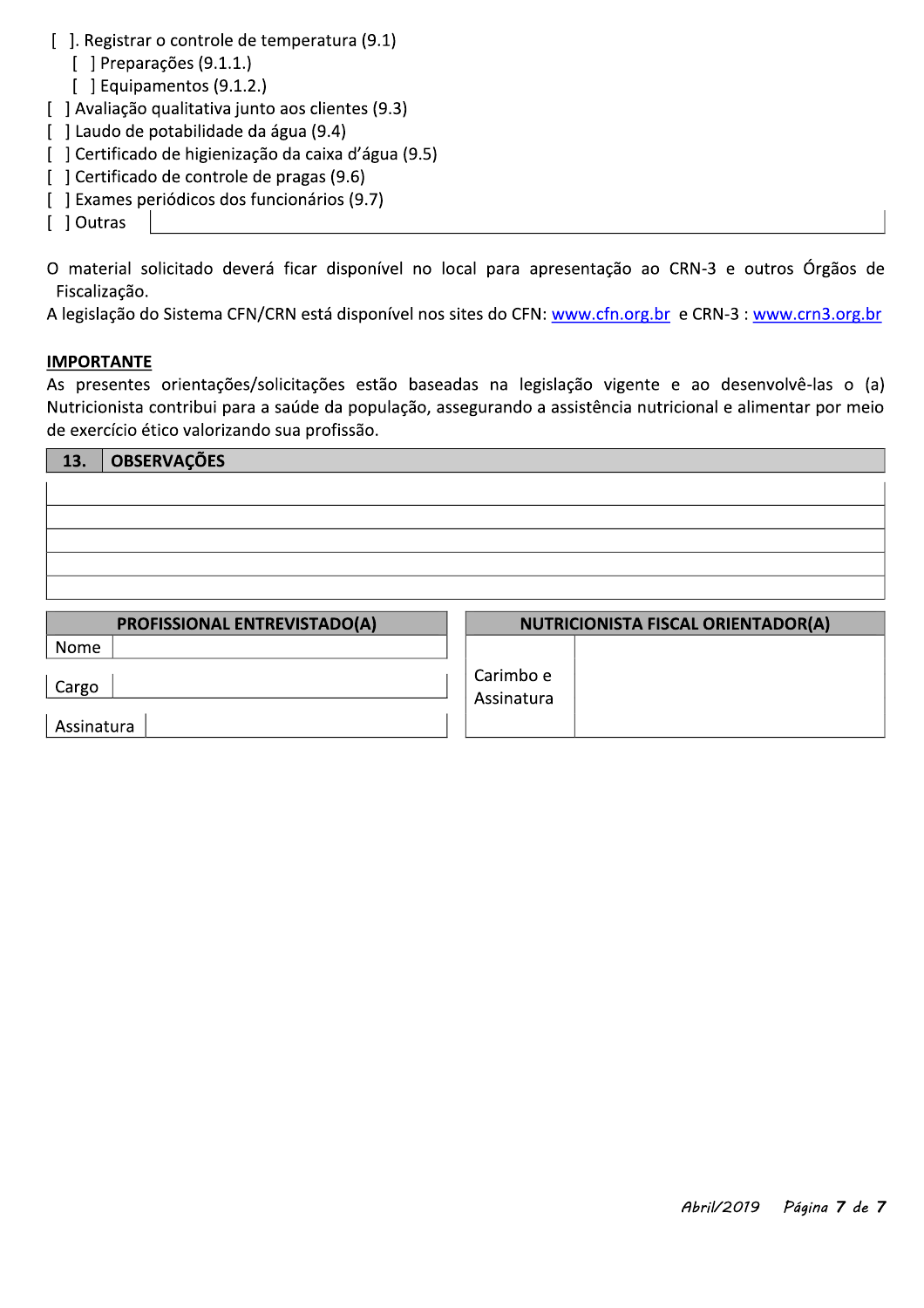- [ ]. Registrar o controle de temperatura (9.1)
  - [ ] Preparações (9.1.1.)
  - [ ] Equipamentos (9.1.2.)
- [ ] Avaliação qualitativa junto aos clientes (9.3)
- [ ] Laudo de potabilidade da água (9.4)
- [ ] Certificado de higienização da caixa d'água (9.5)
- [ ] Certificado de controle de pragas (9.6)
- [ ] Exames periódicos dos funcionários (9.7)
- [ ] Outras

O material solicitado deverá ficar disponível no local para apresentação ao CRN-3 e outros Órgãos de Fiscalização.

A legislação do Sistema CFN/CRN está disponível nos sites do CFN: www.cfn.org.br e CRN-3 : www.crn3.org.br

**IMPORTANTE**

As presentes orientações/solicitações estão baseadas na legislação vigente e ao desenvolvê-las o (a) Nutricionista contribui para a saúde da população, assegurando a assistência nutricional e alimentar por meio de exercício ético valorizando sua profissão.

| 13. | OBSERVAÇÕES |
|---|---|
| | |
| | |
| | |
| | |
| | |

| PROFISSIONAL ENTREVISTADO(A) | |
|---|---|
| Nome | |
| Cargo | |
| Assinatura | |

| NUTRICIONISTA FISCAL ORIENTADOR(A) | |
|---|---|
| Carimbo e Assinatura | |

*Abril/2019*